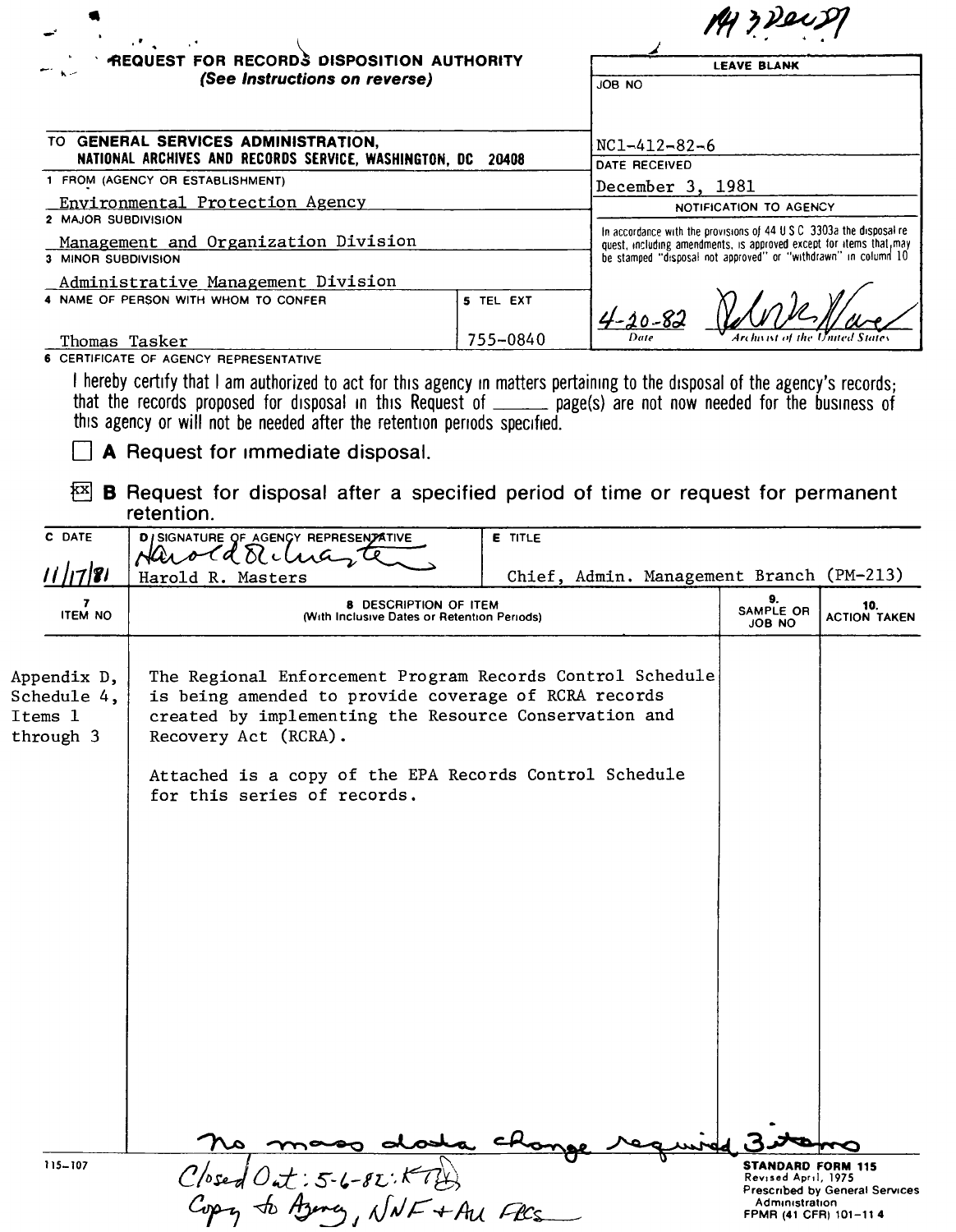NN 3 Dec 81

# REQUEST FOR RECORDS DISPOSITION AUTHORITY
*(See Instructions on reverse)*

| LEAVE BLANK |
|---|
| JOB NO |
| NC1-412-82-6 |
| DATE RECEIVED |
| December 3, 1981 |
| NOTIFICATION TO AGENCY |
| In accordance with the provisions of 44 U S C 3303a the disposal request, including amendments, is approved except for items that may be stamped "disposal not approved" or "withdrawn" in column 10 |
| 4-20-82 (Date) — [signature] (Archivist of the United States) |

TO **GENERAL SERVICES ADMINISTRATION, NATIONAL ARCHIVES AND RECORDS SERVICE, WASHINGTON, DC 20408**

1 FROM (AGENCY OR ESTABLISHMENT)
Environmental Protection Agency

2 MAJOR SUBDIVISION
Management and Organization Division

3 MINOR SUBDIVISION
Administrative Management Division

4 NAME OF PERSON WITH WHOM TO CONFER
Thomas Tasker

5 TEL EXT
755-0840

6 CERTIFICATE OF AGENCY REPRESENTATIVE

I hereby certify that I am authorized to act for this agency in matters pertaining to the disposal of the agency's records; that the records proposed for disposal in this Request of ______ page(s) are not now needed for the business of this agency or will not be needed after the retention periods specified.

☐ **A** Request for immediate disposal.

☒ **B** Request for disposal after a specified period of time or request for permanent retention.

| C DATE | D SIGNATURE OF AGENCY REPRESENTATIVE | E TITLE |
|---|---|---|
| 11/17/81 | Harold R. Masters | Chief, Admin. Management Branch (PM-213) |

| 7 ITEM NO | 8 DESCRIPTION OF ITEM (With Inclusive Dates or Retention Periods) | 9. SAMPLE OR JOB NO | 10. ACTION TAKEN |
|---|---|---|---|
| Appendix D, Schedule 4, Items 1 through 3 | The Regional Enforcement Program Records Control Schedule is being amended to provide coverage of RCRA records created by implementing the Resource Conservation and Recovery Act (RCRA).<br><br>Attached is a copy of the EPA Records Control Schedule for this series of records. | | |

No mass data change required 3 items

Closed Out: 5-6-82: KTB
Copy to Agency, NNF + All FRCs

115-107

**STANDARD FORM 115**
Revised April, 1975
Prescribed by General Services Administration
FPMR (41 CFR) 101-11 4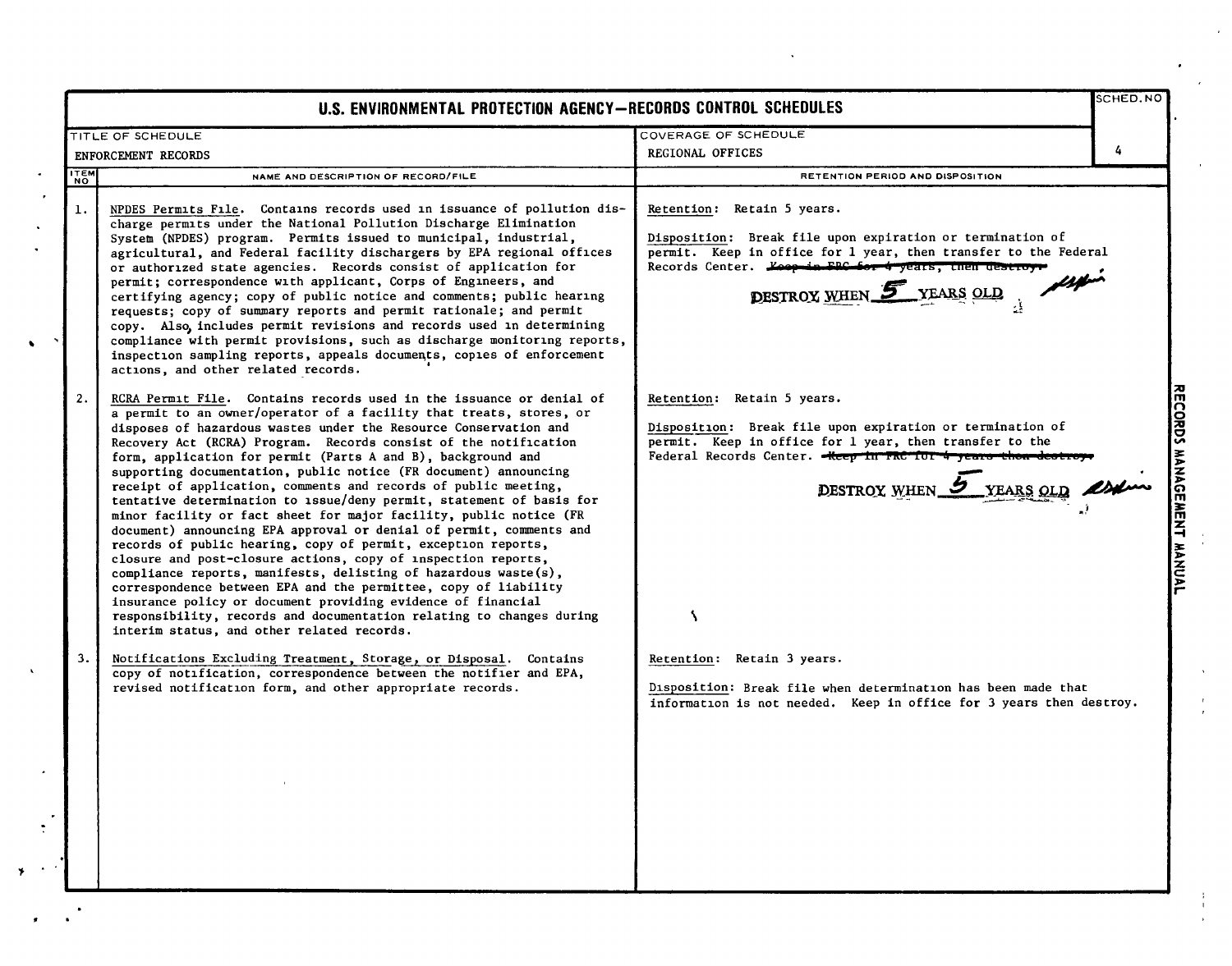# U.S. ENVIRONMENTAL PROTECTION AGENCY—RECORDS CONTROL SCHEDULES

| TITLE OF SCHEDULE | COVERAGE OF SCHEDULE | SCHED. NO |
|---|---|---|
| ENFORCEMENT RECORDS | REGIONAL OFFICES | 4 |

| ITEM NO | NAME AND DESCRIPTION OF RECORD/FILE | RETENTION PERIOD AND DISPOSITION |
|---|---|---|
| 1. | NPDES Permits File. Contains records used in issuance of pollution discharge permits under the National Pollution Discharge Elimination System (NPDES) program. Permits issued to municipal, industrial, agricultural, and Federal facility dischargers by EPA regional offices or authorized state agencies. Records consist of application for permit; correspondence with applicant, Corps of Engineers, and certifying agency; copy of public notice and comments; public hearing requests; copy of summary reports and permit rationale; and permit copy. Also, includes permit revisions and records used in determining compliance with permit provisions, such as discharge monitoring reports, inspection sampling reports, appeals documents, copies of enforcement actions, and other related records. | Retention: Retain 5 years.<br><br>Disposition: Break file upon expiration or termination of permit. Keep in office for 1 year, then transfer to the Federal Records Center. ~~Keep in FRC for 4 years, then destroy.~~<br><br>DESTROY WHEN 5 YEARS OLD |
| 2. | RCRA Permit File. Contains records used in the issuance or denial of a permit to an owner/operator of a facility that treats, stores, or disposes of hazardous wastes under the Resource Conservation and Recovery Act (RCRA) Program. Records consist of the notification form, application for permit (Parts A and B), background and supporting documentation, public notice (FR document) announcing receipt of application, comments and records of public meeting, tentative determination to issue/deny permit, statement of basis for minor facility or fact sheet for major facility, public notice (FR document) announcing EPA approval or denial of permit, comments and records of public hearing, copy of permit, exception reports, closure and post-closure actions, copy of inspection reports, compliance reports, manifests, delisting of hazardous waste(s), correspondence between EPA and the permittee, copy of liability insurance policy or document providing evidence of financial responsibility, records and documentation relating to changes during interim status, and other related records. | Retention: Retain 5 years.<br><br>Disposition: Break file upon expiration or termination of permit. Keep in office for 1 year, then transfer to the Federal Records Center. ~~Keep in FRC for 4 years then destroy.~~<br><br>DESTROY WHEN 5 YEARS OLD |
| 3. | Notifications Excluding Treatment, Storage, or Disposal. Contains copy of notification, correspondence between the notifier and EPA, revised notification form, and other appropriate records. | Retention: Retain 3 years.<br><br>Disposition: Break file when determination has been made that information is not needed. Keep in office for 3 years then destroy. |

RECORDS MANAGEMENT MANUAL